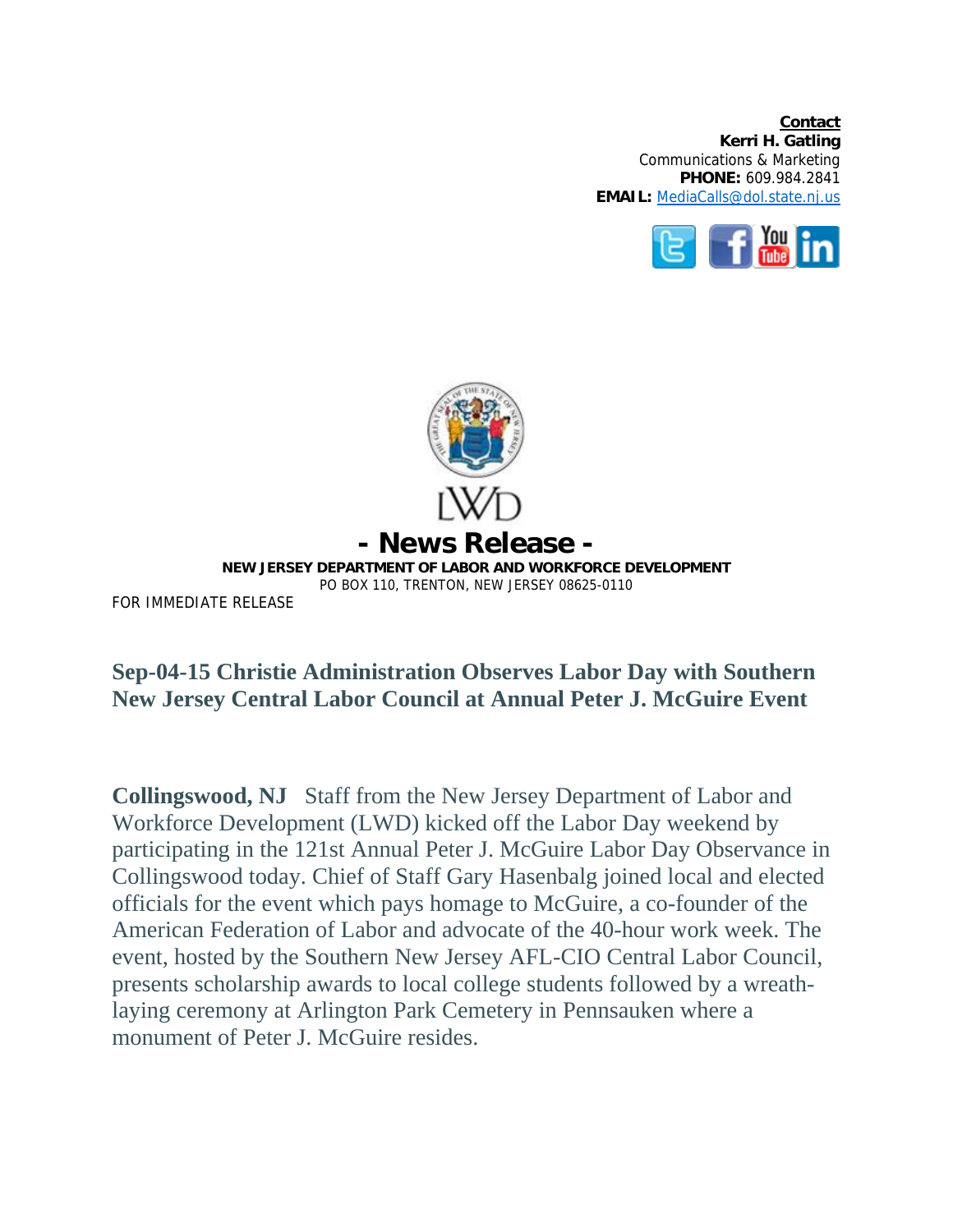**Contact**
**Kerri H. Gatling**
Communications & Marketing
**PHONE:** 609.984.2841
**EMAIL:** MediaCalls@dol.state.nj.us

LWD

# - News Release -

**NEW JERSEY DEPARTMENT OF LABOR AND WORKFORCE DEVELOPMENT**
PO BOX 110, TRENTON, NEW JERSEY 08625-0110

FOR IMMEDIATE RELEASE

## Sep-04-15 Christie Administration Observes Labor Day with Southern New Jersey Central Labor Council at Annual Peter J. McGuire Event

**Collingswood, NJ** Staff from the New Jersey Department of Labor and Workforce Development (LWD) kicked off the Labor Day weekend by participating in the 121st Annual Peter J. McGuire Labor Day Observance in Collingswood today. Chief of Staff Gary Hasenbalg joined local and elected officials for the event which pays homage to McGuire, a co-founder of the American Federation of Labor and advocate of the 40-hour work week. The event, hosted by the Southern New Jersey AFL-CIO Central Labor Council, presents scholarship awards to local college students followed by a wreath-laying ceremony at Arlington Park Cemetery in Pennsauken where a monument of Peter J. McGuire resides.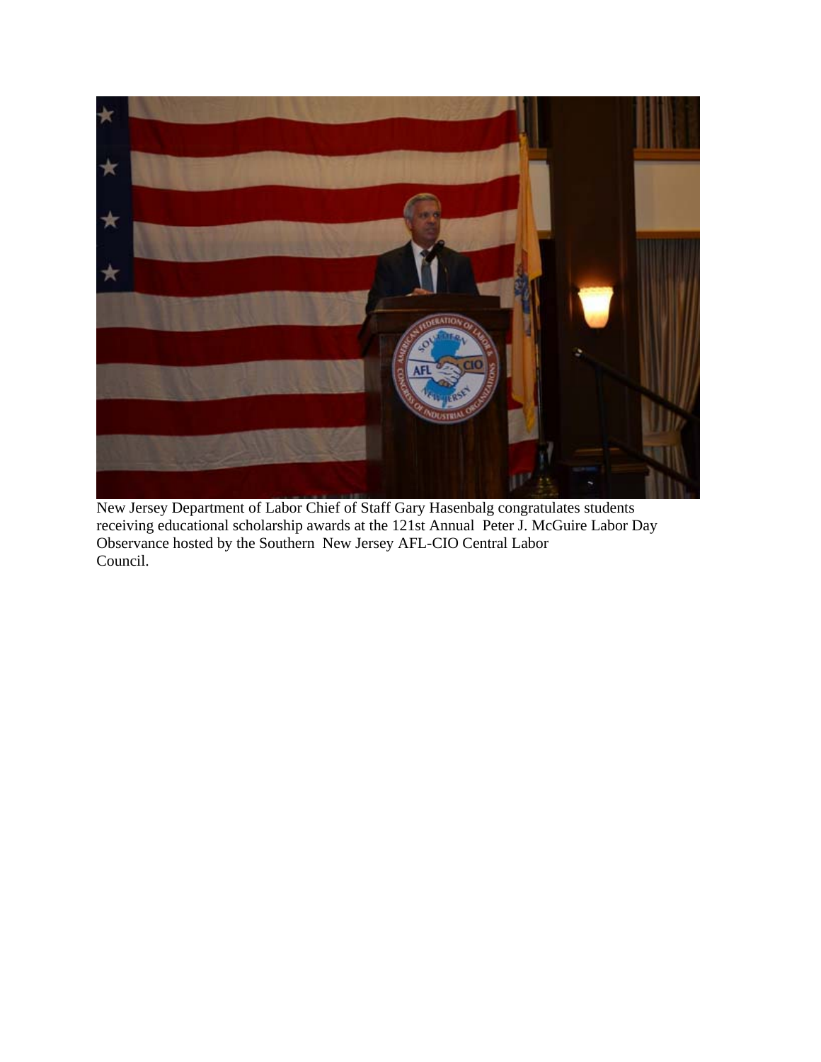New Jersey Department of Labor Chief of Staff Gary Hasenbalg congratulates students receiving educational scholarship awards at the 121st Annual Peter J. McGuire Labor Day Observance hosted by the Southern New Jersey AFL-CIO Central Labor Council.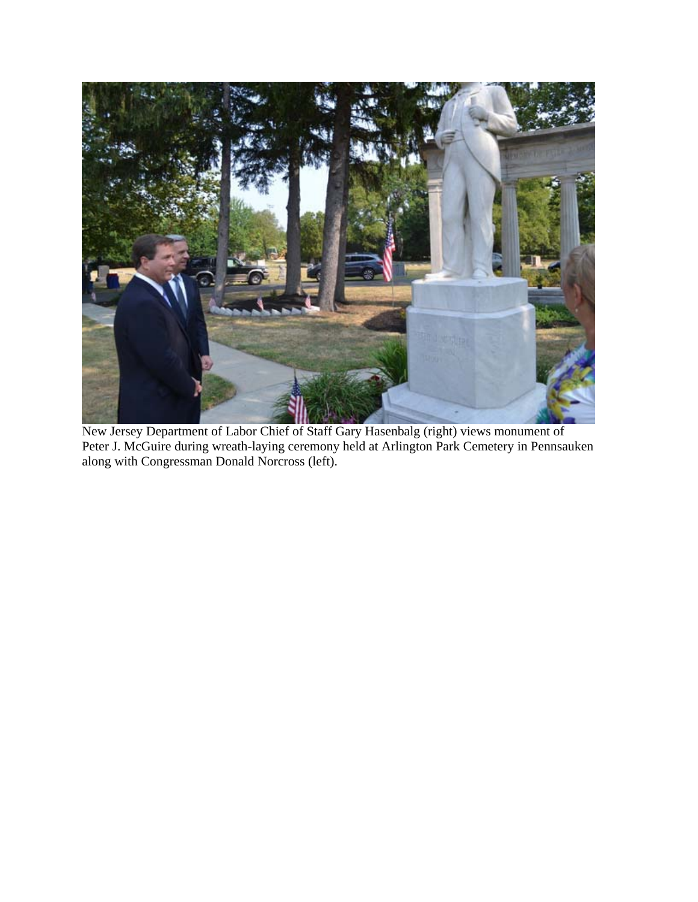New Jersey Department of Labor Chief of Staff Gary Hasenbalg (right) views monument of Peter J. McGuire during wreath-laying ceremony held at Arlington Park Cemetery in Pennsauken along with Congressman Donald Norcross (left).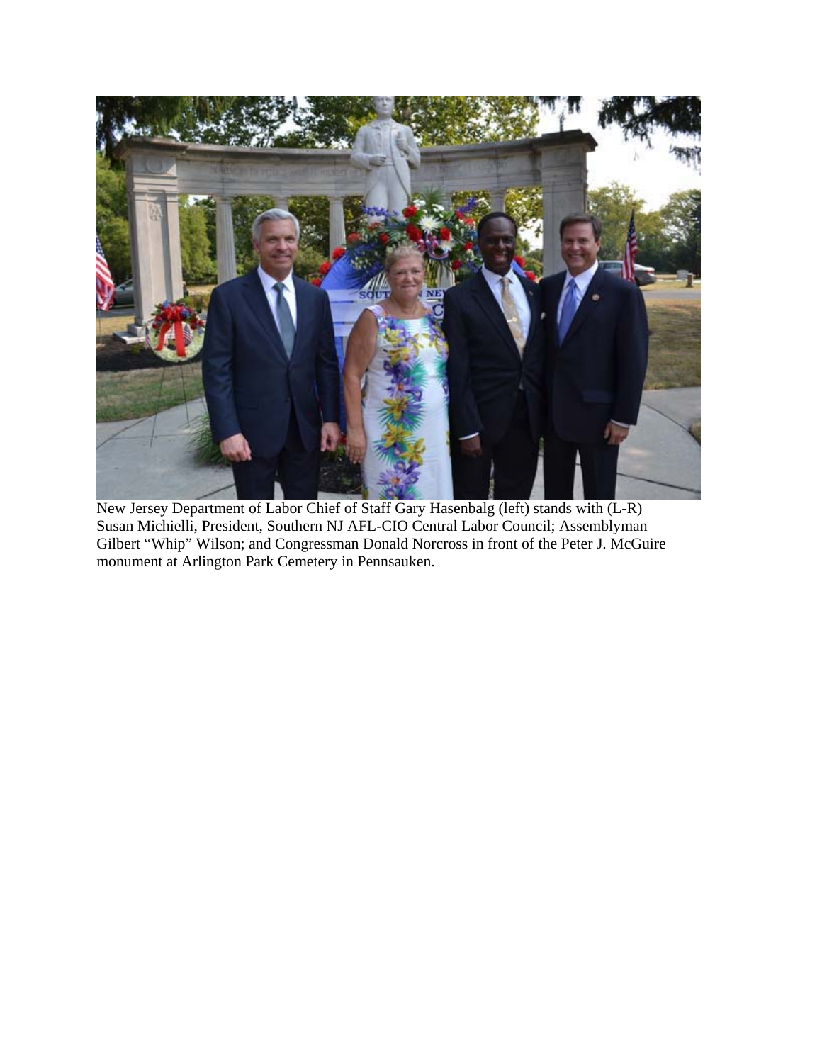New Jersey Department of Labor Chief of Staff Gary Hasenbalg (left) stands with (L-R) Susan Michielli, President, Southern NJ AFL-CIO Central Labor Council; Assemblyman Gilbert "Whip" Wilson; and Congressman Donald Norcross in front of the Peter J. McGuire monument at Arlington Park Cemetery in Pennsauken.